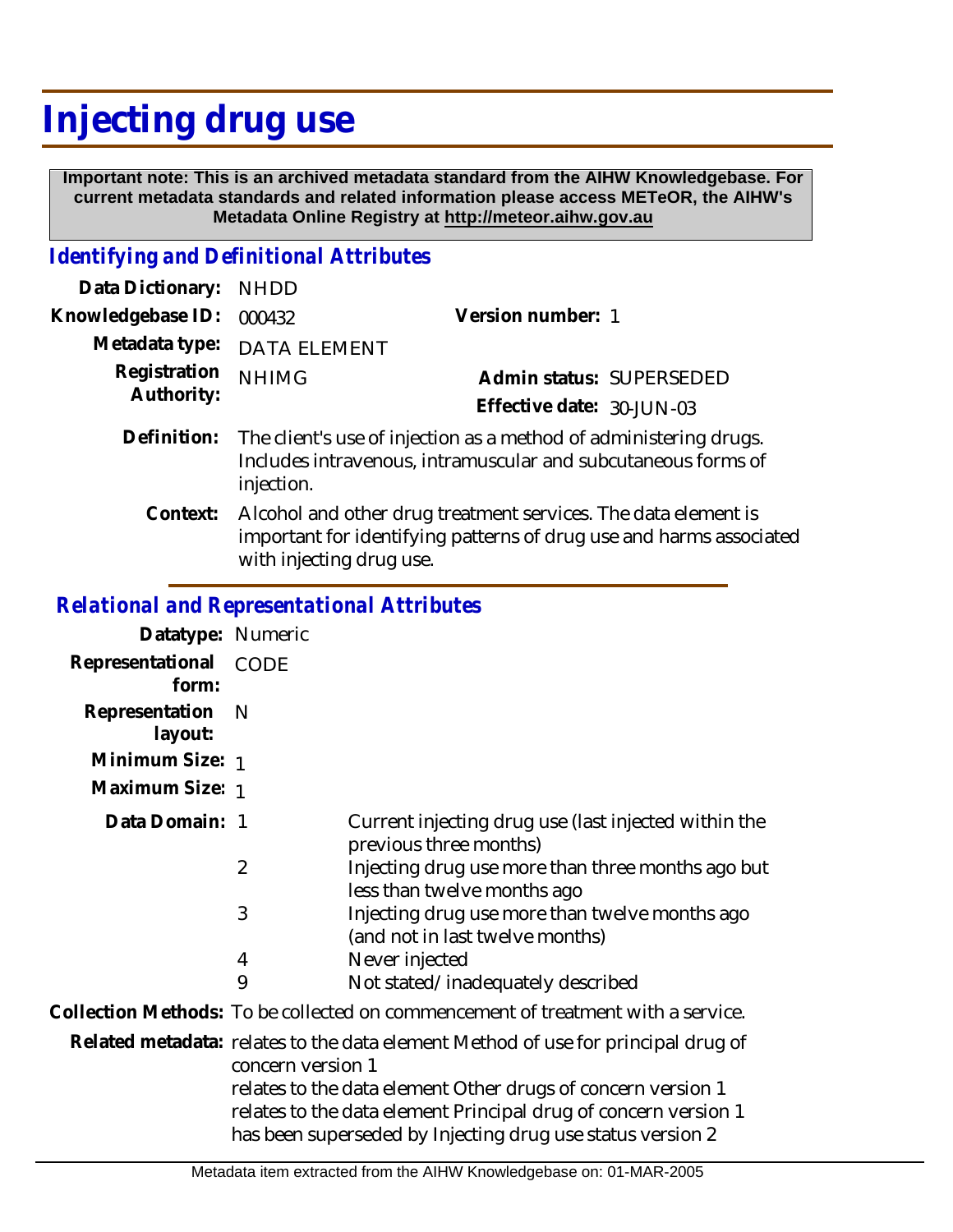# Injecting drug use

**Important note: This is an archived metadata standard from the AIHW Knowledgebase. For current metadata standards and related information please access METeOR, the AIHW's Metadata Online Registry at http://meteor.aihw.gov.au**

## *Identifying and Definitional Attributes*

**Data Dictionary:** NHDD

**Knowledgebase ID:** 000432

**Version number:** 1

**Metadata type:** DATA ELEMENT

**Registration Authority:** NHIMG

**Admin status:** SUPERSEDED

**Effective date:** 30-JUN-03

**Definition:** The client's use of injection as a method of administering drugs. Includes intravenous, intramuscular and subcutaneous forms of injection.

**Context:** Alcohol and other drug treatment services. The data element is important for identifying patterns of drug use and harms associated with injecting drug use.

## *Relational and Representational Attributes*

**Datatype:** Numeric

**Representational form:** CODE

**Representation layout:** N

**Minimum Size:** 1

**Maximum Size:** 1

**Data Domain:**

| Code | Description |
|---|---|
| 1 | Current injecting drug use (last injected within the previous three months) |
| 2 | Injecting drug use more than three months ago but less than twelve months ago |
| 3 | Injecting drug use more than twelve months ago (and not in last twelve months) |
| 4 | Never injected |
| 9 | Not stated/inadequately described |

**Collection Methods:** To be collected on commencement of treatment with a service.

**Related metadata:** relates to the data element Method of use for principal drug of concern version 1
relates to the data element Other drugs of concern version 1
relates to the data element Principal drug of concern version 1
has been superseded by Injecting drug use status version 2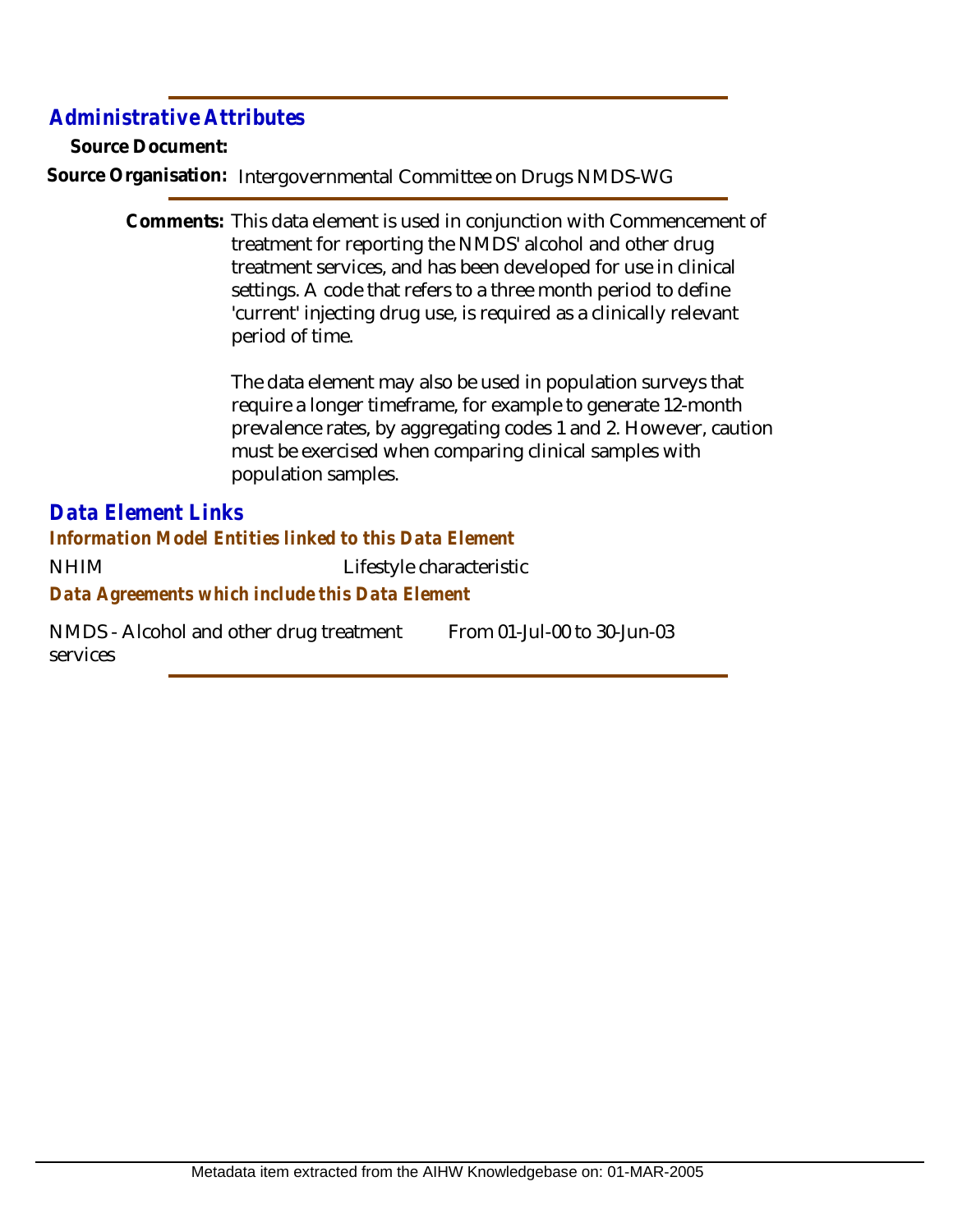## Administrative Attributes

**Source Document:**

**Source Organisation:** Intergovernmental Committee on Drugs NMDS-WG

**Comments:** This data element is used in conjunction with Commencement of treatment for reporting the NMDS' alcohol and other drug treatment services, and has been developed for use in clinical settings. A code that refers to a three month period to define 'current' injecting drug use, is required as a clinically relevant period of time.

The data element may also be used in population surveys that require a longer timeframe, for example to generate 12-month prevalence rates, by aggregating codes 1 and 2. However, caution must be exercised when comparing clinical samples with population samples.

## Data Element Links

### Information Model Entities linked to this Data Element

| | |
|---|---|
| NHIM | Lifestyle characteristic |

### Data Agreements which include this Data Element

| | |
|---|---|
| NMDS - Alcohol and other drug treatment services | From 01-Jul-00 to 30-Jun-03 |

Metadata item extracted from the AIHW Knowledgebase on: 01-MAR-2005